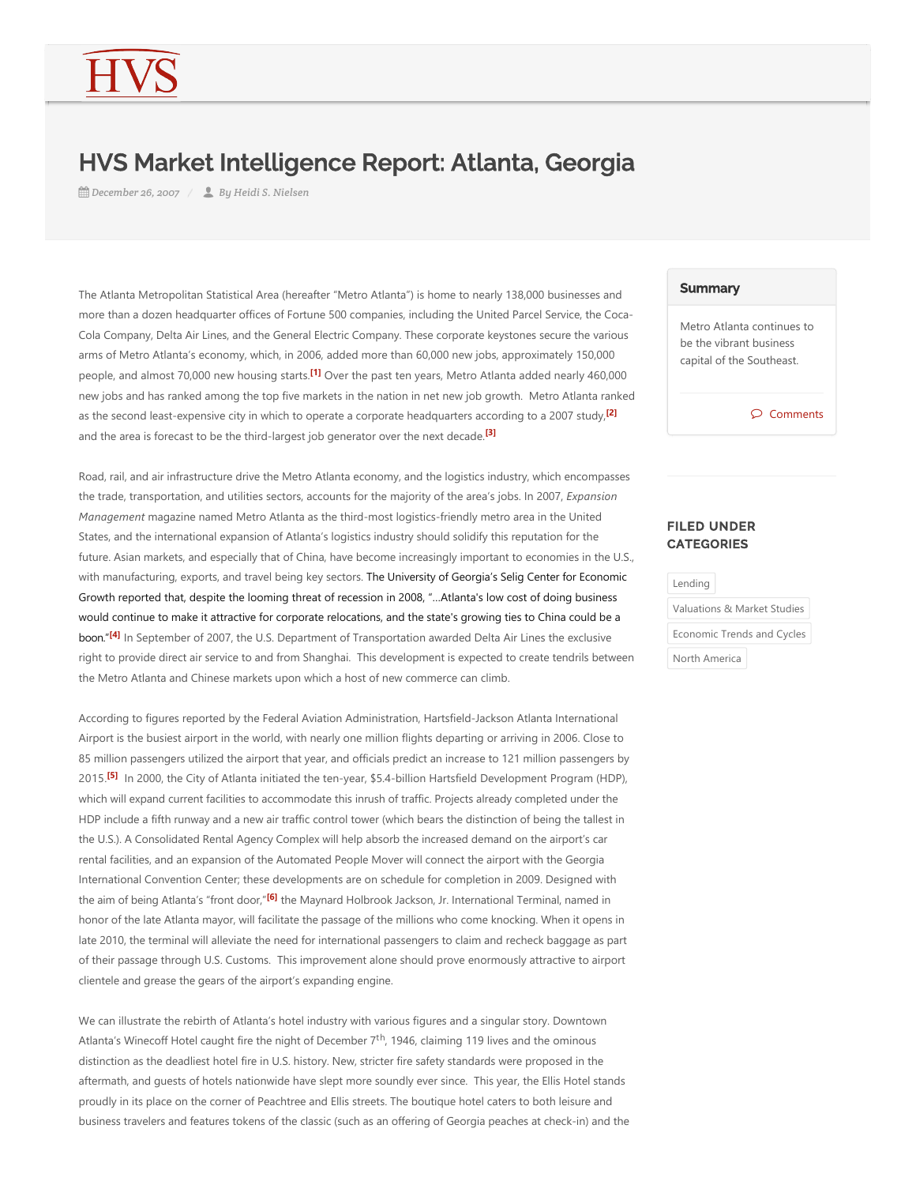# HVS Market Intelligence Report: Atlanta, Georgia

*December 26, 2007* / *By Heidi S. Nielsen*

The Atlanta Metropolitan Statistical Area (hereafter "Metro Atlanta") is home to nearly 138,000 businesses and more than a dozen headquarter offices of Fortune 500 companies, including the United Parcel Service, the Coca-Cola Company, Delta Air Lines, and the General Electric Company. These corporate keystones secure the various arms of Metro Atlanta's economy, which, in 2006, added more than 60,000 new jobs, approximately 150,000 people, and almost 70,000 new housing starts.[1] Over the past ten years, Metro Atlanta added nearly 460,000 new jobs and has ranked among the top five markets in the nation in net new job growth. Metro Atlanta ranked as the second least-expensive city in which to operate a corporate headquarters according to a 2007 study,[2] and the area is forecast to be the third-largest job generator over the next decade.[3]

Road, rail, and air infrastructure drive the Metro Atlanta economy, and the logistics industry, which encompasses the trade, transportation, and utilities sectors, accounts for the majority of the area's jobs. In 2007, *Expansion Management* magazine named Metro Atlanta as the third-most logistics-friendly metro area in the United States, and the international expansion of Atlanta's logistics industry should solidify this reputation for the future. Asian markets, and especially that of China, have become increasingly important to economies in the U.S., with manufacturing, exports, and travel being key sectors. The University of Georgia's Selig Center for Economic Growth reported that, despite the looming threat of recession in 2008, "…Atlanta's low cost of doing business would continue to make it attractive for corporate relocations, and the state's growing ties to China could be a boon."[4] In September of 2007, the U.S. Department of Transportation awarded Delta Air Lines the exclusive right to provide direct air service to and from Shanghai. This development is expected to create tendrils between the Metro Atlanta and Chinese markets upon which a host of new commerce can climb.

According to figures reported by the Federal Aviation Administration, Hartsfield-Jackson Atlanta International Airport is the busiest airport in the world, with nearly one million flights departing or arriving in 2006. Close to 85 million passengers utilized the airport that year, and officials predict an increase to 121 million passengers by 2015.[5] In 2000, the City of Atlanta initiated the ten-year, $5.4-billion Hartsfield Development Program (HDP), which will expand current facilities to accommodate this inrush of traffic. Projects already completed under the HDP include a fifth runway and a new air traffic control tower (which bears the distinction of being the tallest in the U.S.). A Consolidated Rental Agency Complex will help absorb the increased demand on the airport's car rental facilities, and an expansion of the Automated People Mover will connect the airport with the Georgia International Convention Center; these developments are on schedule for completion in 2009. Designed with the aim of being Atlanta's "front door,"[6] the Maynard Holbrook Jackson, Jr. International Terminal, named in honor of the late Atlanta mayor, will facilitate the passage of the millions who come knocking. When it opens in late 2010, the terminal will alleviate the need for international passengers to claim and recheck baggage as part of their passage through U.S. Customs. This improvement alone should prove enormously attractive to airport clientele and grease the gears of the airport's expanding engine.

We can illustrate the rebirth of Atlanta's hotel industry with various figures and a singular story. Downtown Atlanta's Winecoff Hotel caught fire the night of December 7th, 1946, claiming 119 lives and the ominous distinction as the deadliest hotel fire in U.S. history. New, stricter fire safety standards were proposed in the aftermath, and guests of hotels nationwide have slept more soundly ever since. This year, the Ellis Hotel stands proudly in its place on the corner of Peachtree and Ellis streets. The boutique hotel caters to both leisure and business travelers and features tokens of the classic (such as an offering of Georgia peaches at check-in) and the

## Summary

Metro Atlanta continues to be the vibrant business capital of the Southeast.

Comments

## FILED UNDER CATEGORIES

- Lending
- Valuations & Market Studies
- Economic Trends and Cycles
- North America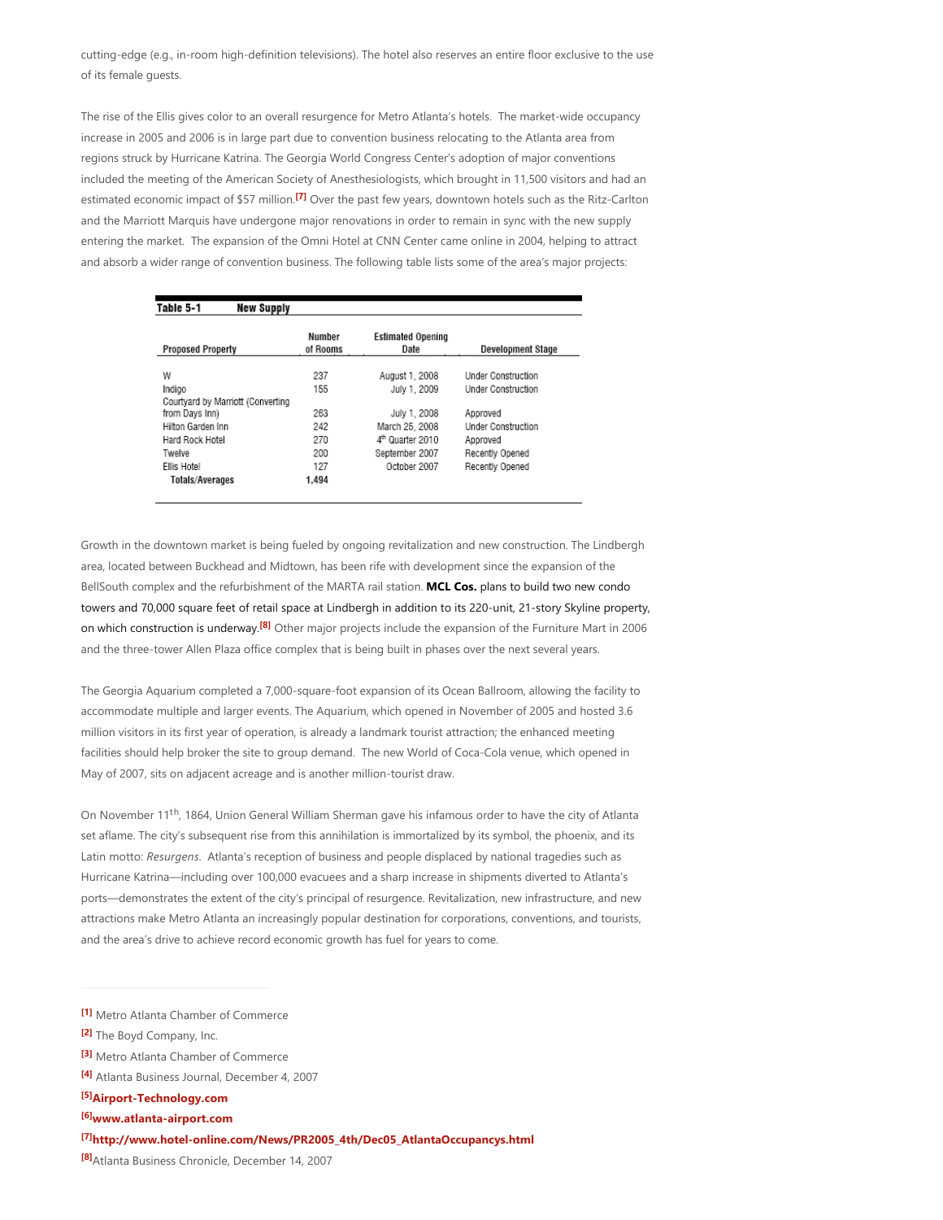cutting-edge (e.g., in-room high-definition televisions). The hotel also reserves an entire floor exclusive to the use of its female guests.

The rise of the Ellis gives color to an overall resurgence for Metro Atlanta's hotels. The market-wide occupancy increase in 2005 and 2006 is in large part due to convention business relocating to the Atlanta area from regions struck by Hurricane Katrina. The Georgia World Congress Center's adoption of major conventions included the meeting of the American Society of Anesthesiologists, which brought in 11,500 visitors and had an estimated economic impact of $57 million.[7] Over the past few years, downtown hotels such as the Ritz-Carlton and the Marriott Marquis have undergone major renovations in order to remain in sync with the new supply entering the market. The expansion of the Omni Hotel at CNN Center came online in 2004, helping to attract and absorb a wider range of convention business. The following table lists some of the area's major projects:

**Table 5-1 New Supply**

| Proposed Property | Number of Rooms | Estimated Opening Date | Development Stage |
|---|---|---|---|
| W | 237 | August 1, 2008 | Under Construction |
| Indigo | 155 | July 1, 2009 | Under Construction |
| Courtyard by Marriott (Converting from Days Inn) | 263 | July 1, 2008 | Approved |
| Hilton Garden Inn | 242 | March 25, 2008 | Under Construction |
| Hard Rock Hotel | 270 | 4th Quarter 2010 | Approved |
| Twelve | 200 | September 2007 | Recently Opened |
| Ellis Hotel | 127 | October 2007 | Recently Opened |
| **Totals/Averages** | **1,494** | | |

Growth in the downtown market is being fueled by ongoing revitalization and new construction. The Lindbergh area, located between Buckhead and Midtown, has been rife with development since the expansion of the BellSouth complex and the refurbishment of the MARTA rail station. **MCL Cos.** plans to build two new condo towers and 70,000 square feet of retail space at Lindbergh in addition to its 220-unit, 21-story Skyline property, on which construction is underway.[8] Other major projects include the expansion of the Furniture Mart in 2006 and the three-tower Allen Plaza office complex that is being built in phases over the next several years.

The Georgia Aquarium completed a 7,000-square-foot expansion of its Ocean Ballroom, allowing the facility to accommodate multiple and larger events. The Aquarium, which opened in November of 2005 and hosted 3.6 million visitors in its first year of operation, is already a landmark tourist attraction; the enhanced meeting facilities should help broker the site to group demand. The new World of Coca-Cola venue, which opened in May of 2007, sits on adjacent acreage and is another million-tourist draw.

On November 11th, 1864, Union General William Sherman gave his infamous order to have the city of Atlanta set aflame. The city's subsequent rise from this annihilation is immortalized by its symbol, the phoenix, and its Latin motto: *Resurgens*. Atlanta's reception of business and people displaced by national tragedies such as Hurricane Katrina—including over 100,000 evacuees and a sharp increase in shipments diverted to Atlanta's ports—demonstrates the extent of the city's principal of resurgence. Revitalization, new infrastructure, and new attractions make Metro Atlanta an increasingly popular destination for corporations, conventions, and tourists, and the area's drive to achieve record economic growth has fuel for years to come.

---

[1] Metro Atlanta Chamber of Commerce

[2] The Boyd Company, Inc.

[3] Metro Atlanta Chamber of Commerce

[4] Atlanta Business Journal, December 4, 2007

[5] **Airport-Technology.com**

[6] **www.atlanta-airport.com**

[7] **http://www.hotel-online.com/News/PR2005_4th/Dec05_AtlantaOccupancys.html**

[8] Atlanta Business Chronicle, December 14, 2007